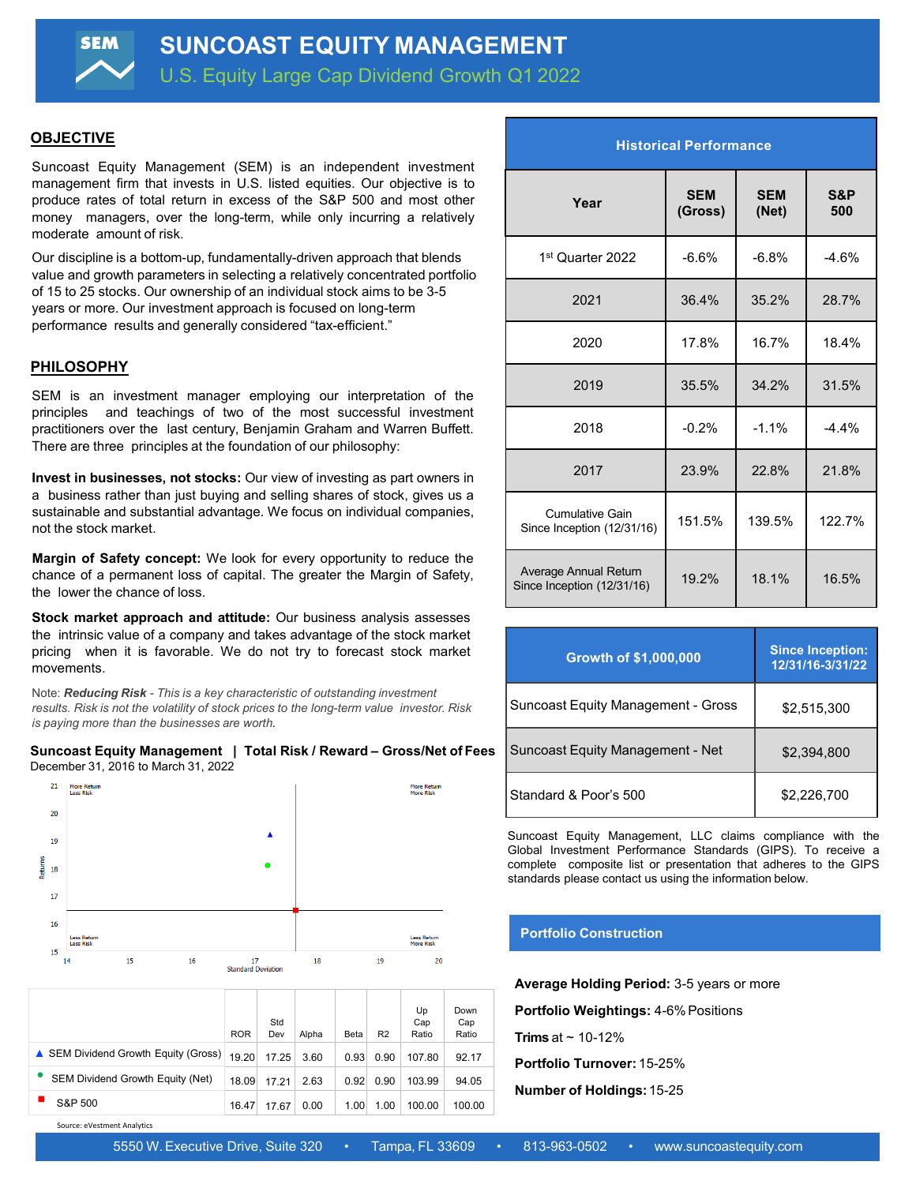# SUNCOAST EQUITY MANAGEMENT

## U.S. Equity Large Cap Dividend Growth Q1 2022

## OBJECTIVE

Suncoast Equity Management (SEM) is an independent investment management firm that invests in U.S. listed equities. Our objective is to produce rates of total return in excess of the S&P 500 and most other money managers, over the long-term, while only incurring a relatively moderate amount of risk.

Our discipline is a bottom-up, fundamentally-driven approach that blends value and growth parameters in selecting a relatively concentrated portfolio of 15 to 25 stocks. Our ownership of an individual stock aims to be 3-5 years or more. Our investment approach is focused on long-term performance results and generally considered “tax-efficient.”

## PHILOSOPHY

SEM is an investment manager employing our interpretation of the principles and teachings of two of the most successful investment practitioners over the last century, Benjamin Graham and Warren Buffett. There are three principles at the foundation of our philosophy:

**Invest in businesses, not stocks:** Our view of investing as part owners in a business rather than just buying and selling shares of stock, gives us a sustainable and substantial advantage. We focus on individual companies, not the stock market.

**Margin of Safety concept:** We look for every opportunity to reduce the chance of a permanent loss of capital. The greater the Margin of Safety, the lower the chance of loss.

**Stock market approach and attitude:** Our business analysis assesses the intrinsic value of a company and takes advantage of the stock market pricing when it is favorable. We do not try to forecast stock market movements.

*Note: **Reducing Risk** - This is a key characteristic of outstanding investment results. Risk is not the volatility of stock prices to the long-term value investor. Risk is paying more than the businesses are worth.*

**Suncoast Equity Management | Total Risk / Reward – Gross/Net of Fees**

December 31, 2016 to March 31, 2022

| | ROR | Std Dev | Alpha | Beta | R2 | Up Cap Ratio | Down Cap Ratio |
|---|---|---|---|---|---|---|---|
| ▲ SEM Dividend Growth Equity (Gross) | 19.20 | 17.25 | 3.60 | 0.93 | 0.90 | 107.80 | 92.17 |
| ● SEM Dividend Growth Equity (Net) | 18.09 | 17.21 | 2.63 | 0.92 | 0.90 | 103.99 | 94.05 |
| ■ S&P 500 | 16.47 | 17.67 | 0.00 | 1.00 | 1.00 | 100.00 | 100.00 |

Source: eVestment Analytics

## Historical Performance

| Year | SEM (Gross) | SEM (Net) | S&P 500 |
|---|---|---|---|
| 1st Quarter 2022 | -6.6% | -6.8% | -4.6% |
| 2021 | 36.4% | 35.2% | 28.7% |
| 2020 | 17.8% | 16.7% | 18.4% |
| 2019 | 35.5% | 34.2% | 31.5% |
| 2018 | -0.2% | -1.1% | -4.4% |
| 2017 | 23.9% | 22.8% | 21.8% |
| Cumulative Gain Since Inception (12/31/16) | 151.5% | 139.5% | 122.7% |
| Average Annual Return Since Inception (12/31/16) | 19.2% | 18.1% | 16.5% |

| Growth of $1,000,000 | Since Inception: 12/31/16-3/31/22 |
|---|---|
| Suncoast Equity Management - Gross | $2,515,300 |
| Suncoast Equity Management - Net | $2,394,800 |
| Standard & Poor’s 500 | $2,226,700 |

Suncoast Equity Management, LLC claims compliance with the Global Investment Performance Standards (GIPS). To receive a complete composite list or presentation that adheres to the GIPS standards please contact us using the information below.

## Portfolio Construction

**Average Holding Period:** 3-5 years or more

**Portfolio Weightings:** 4-6% Positions

**Trims** at ~ 10-12%

**Portfolio Turnover:** 15-25%

**Number of Holdings:** 15-25

5550 W. Executive Drive, Suite 320 • Tampa, FL 33609 • 813-963-0502 • www.suncoastequity.com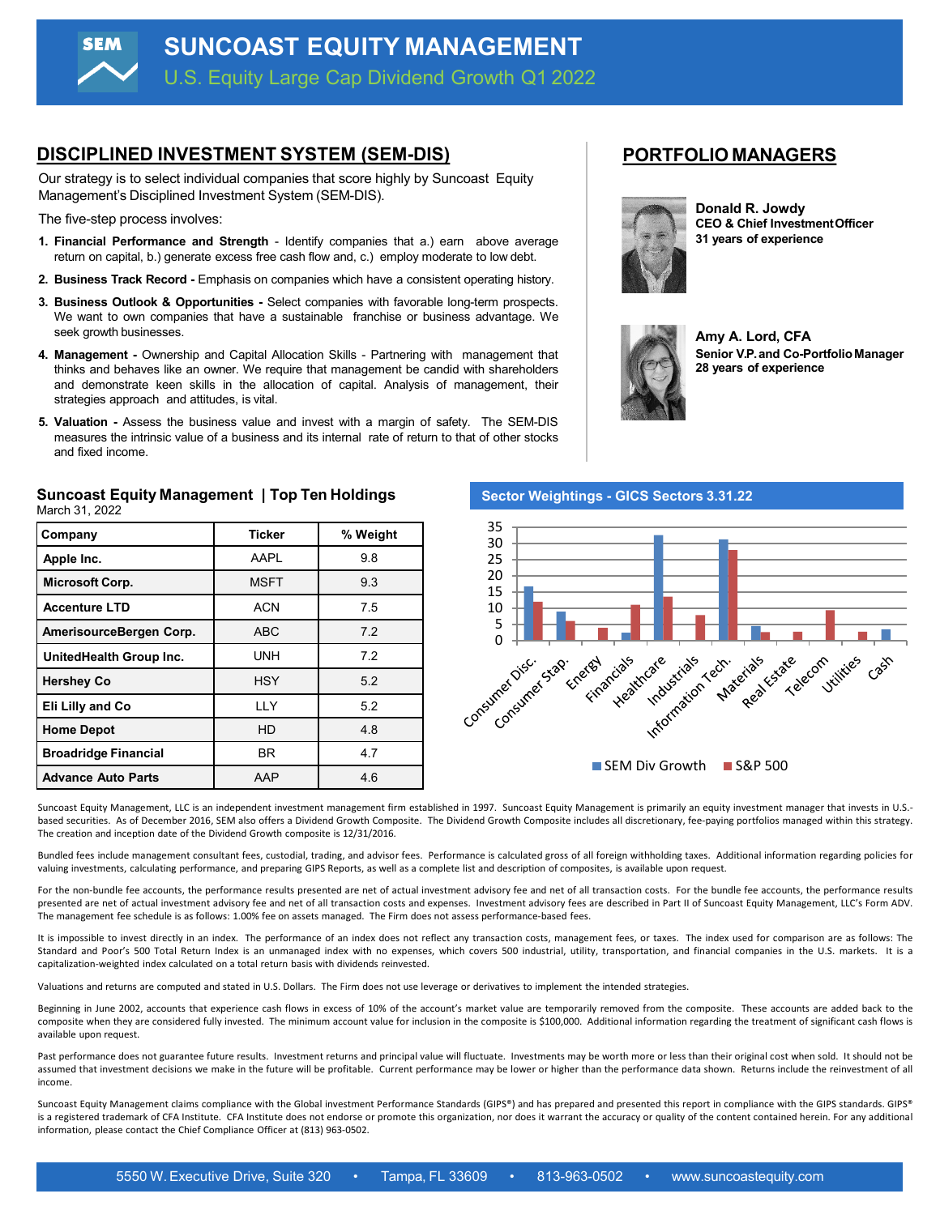# SUNCOAST EQUITY MANAGEMENT

U.S. Equity Large Cap Dividend Growth Q1 2022

## DISCIPLINED INVESTMENT SYSTEM (SEM-DIS)

Our strategy is to select individual companies that score highly by Suncoast Equity Management's Disciplined Investment System (SEM-DIS).

The five-step process involves:

1. **Financial Performance and Strength** - Identify companies that a.) earn above average return on capital, b.) generate excess free cash flow and, c.) employ moderate to low debt.
2. **Business Track Record -** Emphasis on companies which have a consistent operating history.
3. **Business Outlook & Opportunities -** Select companies with favorable long-term prospects. We want to own companies that have a sustainable franchise or business advantage. We seek growth businesses.
4. **Management -** Ownership and Capital Allocation Skills - Partnering with management that thinks and behaves like an owner. We require that management be candid with shareholders and demonstrate keen skills in the allocation of capital. Analysis of management, their strategies approach and attitudes, is vital.
5. **Valuation -** Assess the business value and invest with a margin of safety. The SEM-DIS measures the intrinsic value of a business and its internal rate of return to that of other stocks and fixed income.

## PORTFOLIO MANAGERS

**Donald R. Jowdy**
**CEO & Chief Investment Officer**
**31 years of experience**

**Amy A. Lord, CFA**
**Senior V.P. and Co-Portfolio Manager**
**28 years of experience**

### Suncoast Equity Management | Top Ten Holdings

March 31, 2022

| Company | Ticker | % Weight |
|---|---|---|
| **Apple Inc.** | AAPL | 9.8 |
| **Microsoft Corp.** | MSFT | 9.3 |
| **Accenture LTD** | ACN | 7.5 |
| **AmerisourceBergen Corp.** | ABC | 7.2 |
| **UnitedHealth Group Inc.** | UNH | 7.2 |
| **Hershey Co** | HSY | 5.2 |
| **Eli Lilly and Co** | LLY | 5.2 |
| **Home Depot** | HD | 4.8 |
| **Broadridge Financial** | BR | 4.7 |
| **Advance Auto Parts** | AAP | 4.6 |

### Sector Weightings - GICS Sectors 3.31.22

35
30
25
20
15
10
5
0

Consumer Disc.
Consumer Stap.
Energy
Financials
Healthcare
Industrials
Information Tech.
Materials
Real Estate
Telecom
Utilities
Cash

SEM Div Growth
S&P 500

Suncoast Equity Management, LLC is an independent investment management firm established in 1997. Suncoast Equity Management is primarily an equity investment manager that invests in U.S.-based securities. As of December 2016, SEM also offers a Dividend Growth Composite. The Dividend Growth Composite includes all discretionary, fee-paying portfolios managed within this strategy. The creation and inception date of the Dividend Growth composite is 12/31/2016.

Bundled fees include management consultant fees, custodial, trading, and advisor fees. Performance is calculated gross of all foreign withholding taxes. Additional information regarding policies for valuing investments, calculating performance, and preparing GIPS Reports, as well as a complete list and description of composites, is available upon request.

For the non-bundle fee accounts, the performance results presented are net of actual investment advisory fee and net of all transaction costs. For the bundle fee accounts, the performance results presented are net of actual investment advisory fee and net of all transaction costs and expenses. Investment advisory fees are described in Part II of Suncoast Equity Management, LLC's Form ADV. The management fee schedule is as follows: 1.00% fee on assets managed. The Firm does not assess performance-based fees.

It is impossible to invest directly in an index. The performance of an index does not reflect any transaction costs, management fees, or taxes. The index used for comparison are as follows: The Standard and Poor's 500 Total Return Index is an unmanaged index with no expenses, which covers 500 industrial, utility, transportation, and financial companies in the U.S. markets. It is a capitalization-weighted index calculated on a total return basis with dividends reinvested.

Valuations and returns are computed and stated in U.S. Dollars. The Firm does not use leverage or derivatives to implement the intended strategies.

Beginning in June 2002, accounts that experience cash flows in excess of 10% of the account's market value are temporarily removed from the composite. These accounts are added back to the composite when they are considered fully invested. The minimum account value for inclusion in the composite is $100,000. Additional information regarding the treatment of significant cash flows is available upon request.

Past performance does not guarantee future results. Investment returns and principal value will fluctuate. Investments may be worth more or less than their original cost when sold. It should not be assumed that investment decisions we make in the future will be profitable. Current performance may be lower or higher than the performance data shown. Returns include the reinvestment of all income.

Suncoast Equity Management claims compliance with the Global investment Performance Standards (GIPS®) and has prepared and presented this report in compliance with the GIPS standards. GIPS® is a registered trademark of CFA Institute. CFA Institute does not endorse or promote this organization, nor does it warrant the accuracy or quality of the content contained herein. For any additional information, please contact the Chief Compliance Officer at (813) 963-0502.

5550 W. Executive Drive, Suite 320 • Tampa, FL 33609 • 813-963-0502 • www.suncoastequity.com